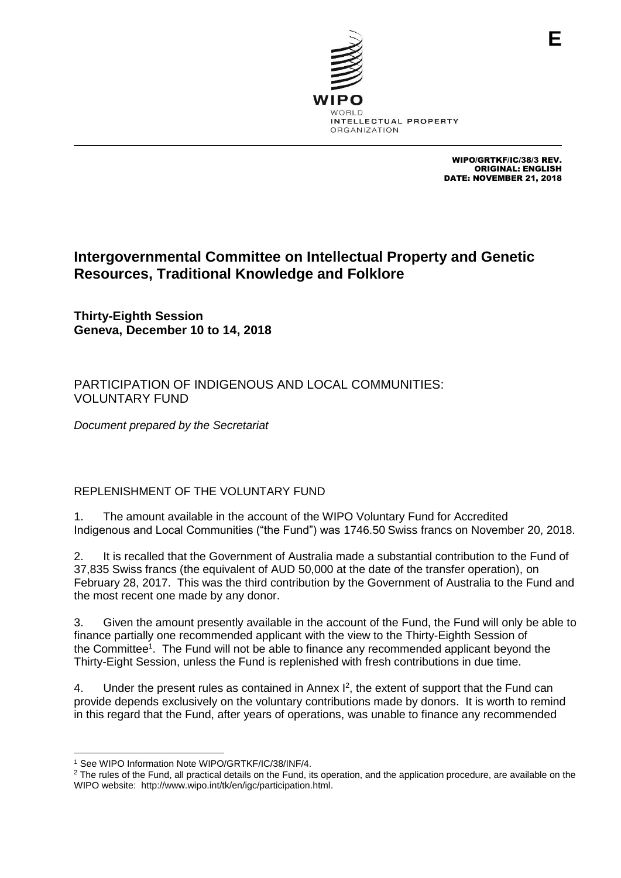E

WIPO
WORLD
INTELLECTUAL PROPERTY
ORGANIZATION

WIPO/GRTKF/IC/38/3 REV.
ORIGINAL: ENGLISH
DATE: NOVEMBER 21, 2018

# Intergovernmental Committee on Intellectual Property and Genetic Resources, Traditional Knowledge and Folklore

**Thirty-Eighth Session**
**Geneva, December 10 to 14, 2018**

## PARTICIPATION OF INDIGENOUS AND LOCAL COMMUNITIES: VOLUNTARY FUND

*Document prepared by the Secretariat*

### REPLENISHMENT OF THE VOLUNTARY FUND

1. The amount available in the account of the WIPO Voluntary Fund for Accredited Indigenous and Local Communities ("the Fund") was 1746.50 Swiss francs on November 20, 2018.

2. It is recalled that the Government of Australia made a substantial contribution to the Fund of 37,835 Swiss francs (the equivalent of AUD 50,000 at the date of the transfer operation), on February 28, 2017. This was the third contribution by the Government of Australia to the Fund and the most recent one made by any donor.

3. Given the amount presently available in the account of the Fund, the Fund will only be able to finance partially one recommended applicant with the view to the Thirty-Eighth Session of the Committee[1]. The Fund will not be able to finance any recommended applicant beyond the Thirty-Eight Session, unless the Fund is replenished with fresh contributions in due time.

4. Under the present rules as contained in Annex I[2], the extent of support that the Fund can provide depends exclusively on the voluntary contributions made by donors. It is worth to remind in this regard that the Fund, after years of operations, was unable to finance any recommended

[1] See WIPO Information Note WIPO/GRTKF/IC/38/INF/4.

[2] The rules of the Fund, all practical details on the Fund, its operation, and the application procedure, are available on the WIPO website: http://www.wipo.int/tk/en/igc/participation.html.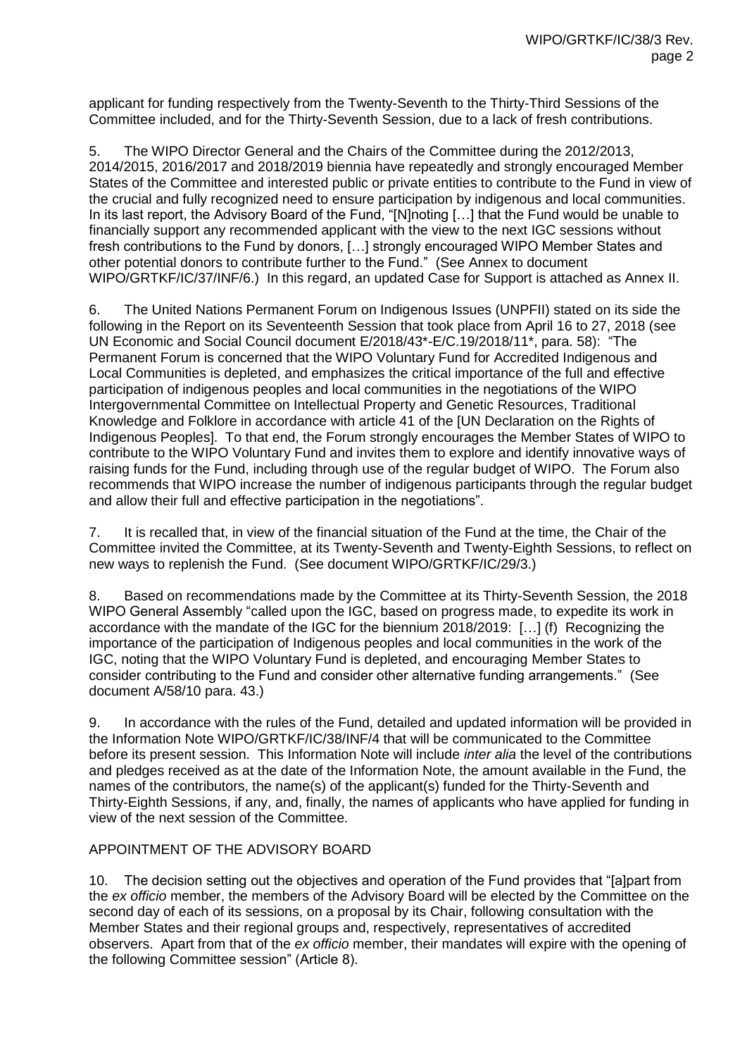applicant for funding respectively from the Twenty-Seventh to the Thirty-Third Sessions of the Committee included, and for the Thirty-Seventh Session, due to a lack of fresh contributions.

5. The WIPO Director General and the Chairs of the Committee during the 2012/2013, 2014/2015, 2016/2017 and 2018/2019 biennia have repeatedly and strongly encouraged Member States of the Committee and interested public or private entities to contribute to the Fund in view of the crucial and fully recognized need to ensure participation by indigenous and local communities. In its last report, the Advisory Board of the Fund, "[N]noting […] that the Fund would be unable to financially support any recommended applicant with the view to the next IGC sessions without fresh contributions to the Fund by donors, […] strongly encouraged WIPO Member States and other potential donors to contribute further to the Fund." (See Annex to document WIPO/GRTKF/IC/37/INF/6.) In this regard, an updated Case for Support is attached as Annex II.

6. The United Nations Permanent Forum on Indigenous Issues (UNPFII) stated on its side the following in the Report on its Seventeenth Session that took place from April 16 to 27, 2018 (see UN Economic and Social Council document E/2018/43\*-E/C.19/2018/11\*, para. 58): "The Permanent Forum is concerned that the WIPO Voluntary Fund for Accredited Indigenous and Local Communities is depleted, and emphasizes the critical importance of the full and effective participation of indigenous peoples and local communities in the negotiations of the WIPO Intergovernmental Committee on Intellectual Property and Genetic Resources, Traditional Knowledge and Folklore in accordance with article 41 of the [UN Declaration on the Rights of Indigenous Peoples]. To that end, the Forum strongly encourages the Member States of WIPO to contribute to the WIPO Voluntary Fund and invites them to explore and identify innovative ways of raising funds for the Fund, including through use of the regular budget of WIPO. The Forum also recommends that WIPO increase the number of indigenous participants through the regular budget and allow their full and effective participation in the negotiations".

7. It is recalled that, in view of the financial situation of the Fund at the time, the Chair of the Committee invited the Committee, at its Twenty-Seventh and Twenty-Eighth Sessions, to reflect on new ways to replenish the Fund. (See document WIPO/GRTKF/IC/29/3.)

8. Based on recommendations made by the Committee at its Thirty-Seventh Session, the 2018 WIPO General Assembly "called upon the IGC, based on progress made, to expedite its work in accordance with the mandate of the IGC for the biennium 2018/2019: […] (f) Recognizing the importance of the participation of Indigenous peoples and local communities in the work of the IGC, noting that the WIPO Voluntary Fund is depleted, and encouraging Member States to consider contributing to the Fund and consider other alternative funding arrangements." (See document A/58/10 para. 43.)

9. In accordance with the rules of the Fund, detailed and updated information will be provided in the Information Note WIPO/GRTKF/IC/38/INF/4 that will be communicated to the Committee before its present session. This Information Note will include *inter alia* the level of the contributions and pledges received as at the date of the Information Note, the amount available in the Fund, the names of the contributors, the name(s) of the applicant(s) funded for the Thirty-Seventh and Thirty-Eighth Sessions, if any, and, finally, the names of applicants who have applied for funding in view of the next session of the Committee.

APPOINTMENT OF THE ADVISORY BOARD

10. The decision setting out the objectives and operation of the Fund provides that "[a]part from the *ex officio* member, the members of the Advisory Board will be elected by the Committee on the second day of each of its sessions, on a proposal by its Chair, following consultation with the Member States and their regional groups and, respectively, representatives of accredited observers. Apart from that of the *ex officio* member, their mandates will expire with the opening of the following Committee session" (Article 8).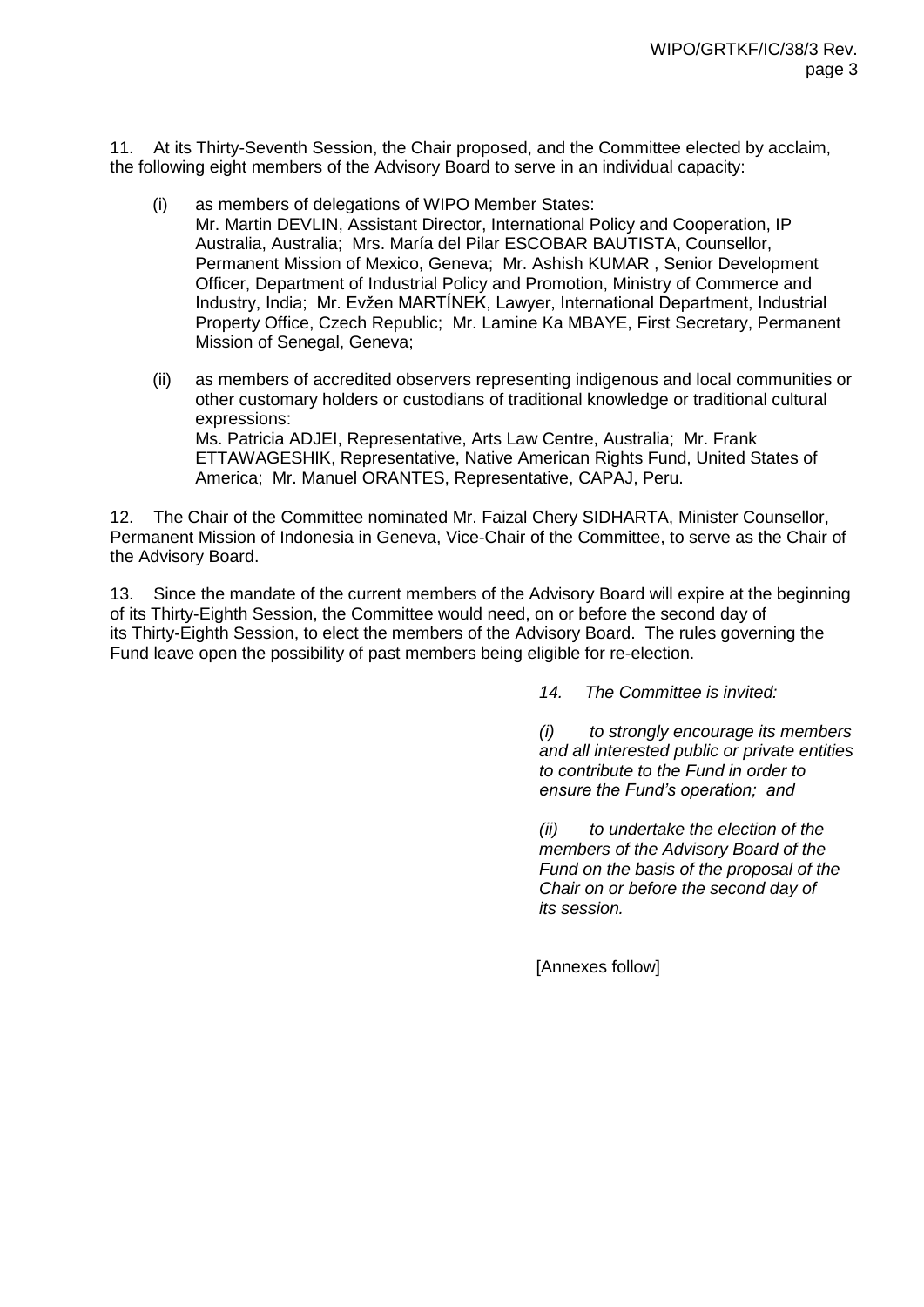11. At its Thirty-Seventh Session, the Chair proposed, and the Committee elected by acclaim, the following eight members of the Advisory Board to serve in an individual capacity:

(i) as members of delegations of WIPO Member States:
Mr. Martin DEVLIN, Assistant Director, International Policy and Cooperation, IP Australia, Australia; Mrs. María del Pilar ESCOBAR BAUTISTA, Counsellor, Permanent Mission of Mexico, Geneva; Mr. Ashish KUMAR , Senior Development Officer, Department of Industrial Policy and Promotion, Ministry of Commerce and Industry, India; Mr. Evžen MARTÍNEK, Lawyer, International Department, Industrial Property Office, Czech Republic; Mr. Lamine Ka MBAYE, First Secretary, Permanent Mission of Senegal, Geneva;

(ii) as members of accredited observers representing indigenous and local communities or other customary holders or custodians of traditional knowledge or traditional cultural expressions:
Ms. Patricia ADJEI, Representative, Arts Law Centre, Australia; Mr. Frank ETTAWAGESHIK, Representative, Native American Rights Fund, United States of America; Mr. Manuel ORANTES, Representative, CAPAJ, Peru.

12. The Chair of the Committee nominated Mr. Faizal Chery SIDHARTA, Minister Counsellor, Permanent Mission of Indonesia in Geneva, Vice-Chair of the Committee, to serve as the Chair of the Advisory Board.

13. Since the mandate of the current members of the Advisory Board will expire at the beginning of its Thirty-Eighth Session, the Committee would need, on or before the second day of its Thirty-Eighth Session, to elect the members of the Advisory Board. The rules governing the Fund leave open the possibility of past members being eligible for re-election.

*14. The Committee is invited:*

*(i) to strongly encourage its members and all interested public or private entities to contribute to the Fund in order to ensure the Fund's operation; and*

*(ii) to undertake the election of the members of the Advisory Board of the Fund on the basis of the proposal of the Chair on or before the second day of its session.*

[Annexes follow]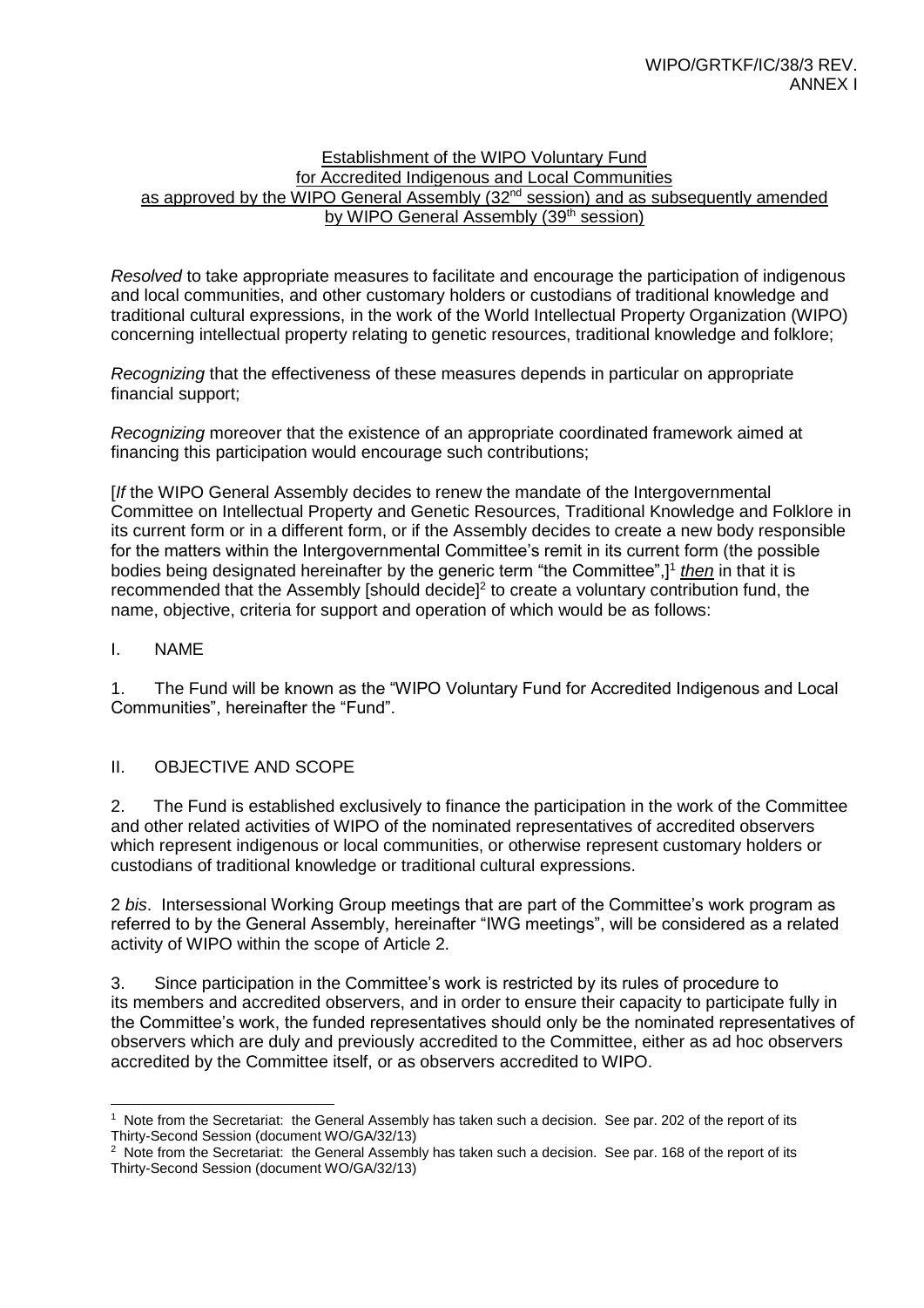Establishment of the WIPO Voluntary Fund for Accredited Indigenous and Local Communities as approved by the WIPO General Assembly (32nd session) and as subsequently amended by WIPO General Assembly (39th session)

*Resolved* to take appropriate measures to facilitate and encourage the participation of indigenous and local communities, and other customary holders or custodians of traditional knowledge and traditional cultural expressions, in the work of the World Intellectual Property Organization (WIPO) concerning intellectual property relating to genetic resources, traditional knowledge and folklore;

*Recognizing* that the effectiveness of these measures depends in particular on appropriate financial support;

*Recognizing* moreover that the existence of an appropriate coordinated framework aimed at financing this participation would encourage such contributions;

[*If* the WIPO General Assembly decides to renew the mandate of the Intergovernmental Committee on Intellectual Property and Genetic Resources, Traditional Knowledge and Folklore in its current form or in a different form, or if the Assembly decides to create a new body responsible for the matters within the Intergovernmental Committee's remit in its current form (the possible bodies being designated hereinafter by the generic term "the Committee",][1] ***then*** in that it is recommended that the Assembly [should decide][2] to create a voluntary contribution fund, the name, objective, criteria for support and operation of which would be as follows:

## I. NAME

1. The Fund will be known as the "WIPO Voluntary Fund for Accredited Indigenous and Local Communities", hereinafter the "Fund".

## II. OBJECTIVE AND SCOPE

2. The Fund is established exclusively to finance the participation in the work of the Committee and other related activities of WIPO of the nominated representatives of accredited observers which represent indigenous or local communities, or otherwise represent customary holders or custodians of traditional knowledge or traditional cultural expressions.

2 *bis*. Intersessional Working Group meetings that are part of the Committee's work program as referred to by the General Assembly, hereinafter "IWG meetings", will be considered as a related activity of WIPO within the scope of Article 2.

3. Since participation in the Committee's work is restricted by its rules of procedure to its members and accredited observers, and in order to ensure their capacity to participate fully in the Committee's work, the funded representatives should only be the nominated representatives of observers which are duly and previously accredited to the Committee, either as ad hoc observers accredited by the Committee itself, or as observers accredited to WIPO.

---

[1] Note from the Secretariat: the General Assembly has taken such a decision. See par. 202 of the report of its Thirty-Second Session (document WO/GA/32/13)

[2] Note from the Secretariat: the General Assembly has taken such a decision. See par. 168 of the report of its Thirty-Second Session (document WO/GA/32/13)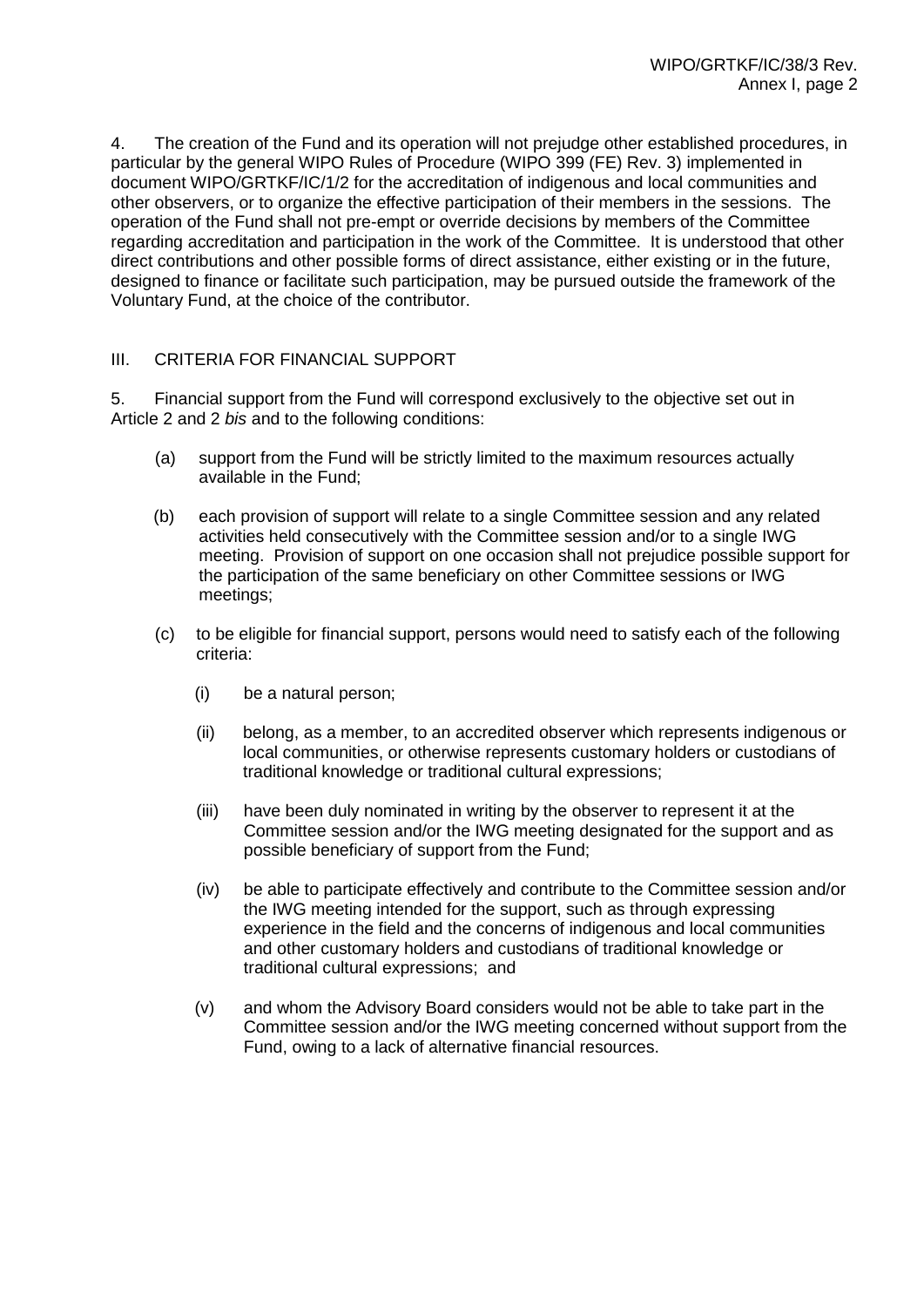4. The creation of the Fund and its operation will not prejudge other established procedures, in particular by the general WIPO Rules of Procedure (WIPO 399 (FE) Rev. 3) implemented in document WIPO/GRTKF/IC/1/2 for the accreditation of indigenous and local communities and other observers, or to organize the effective participation of their members in the sessions. The operation of the Fund shall not pre-empt or override decisions by members of the Committee regarding accreditation and participation in the work of the Committee. It is understood that other direct contributions and other possible forms of direct assistance, either existing or in the future, designed to finance or facilitate such participation, may be pursued outside the framework of the Voluntary Fund, at the choice of the contributor.

## III. CRITERIA FOR FINANCIAL SUPPORT

5. Financial support from the Fund will correspond exclusively to the objective set out in Article 2 and 2 *bis* and to the following conditions:

(a) support from the Fund will be strictly limited to the maximum resources actually available in the Fund;

(b) each provision of support will relate to a single Committee session and any related activities held consecutively with the Committee session and/or to a single IWG meeting. Provision of support on one occasion shall not prejudice possible support for the participation of the same beneficiary on other Committee sessions or IWG meetings;

(c) to be eligible for financial support, persons would need to satisfy each of the following criteria:

(i) be a natural person;

(ii) belong, as a member, to an accredited observer which represents indigenous or local communities, or otherwise represents customary holders or custodians of traditional knowledge or traditional cultural expressions;

(iii) have been duly nominated in writing by the observer to represent it at the Committee session and/or the IWG meeting designated for the support and as possible beneficiary of support from the Fund;

(iv) be able to participate effectively and contribute to the Committee session and/or the IWG meeting intended for the support, such as through expressing experience in the field and the concerns of indigenous and local communities and other customary holders and custodians of traditional knowledge or traditional cultural expressions; and

(v) and whom the Advisory Board considers would not be able to take part in the Committee session and/or the IWG meeting concerned without support from the Fund, owing to a lack of alternative financial resources.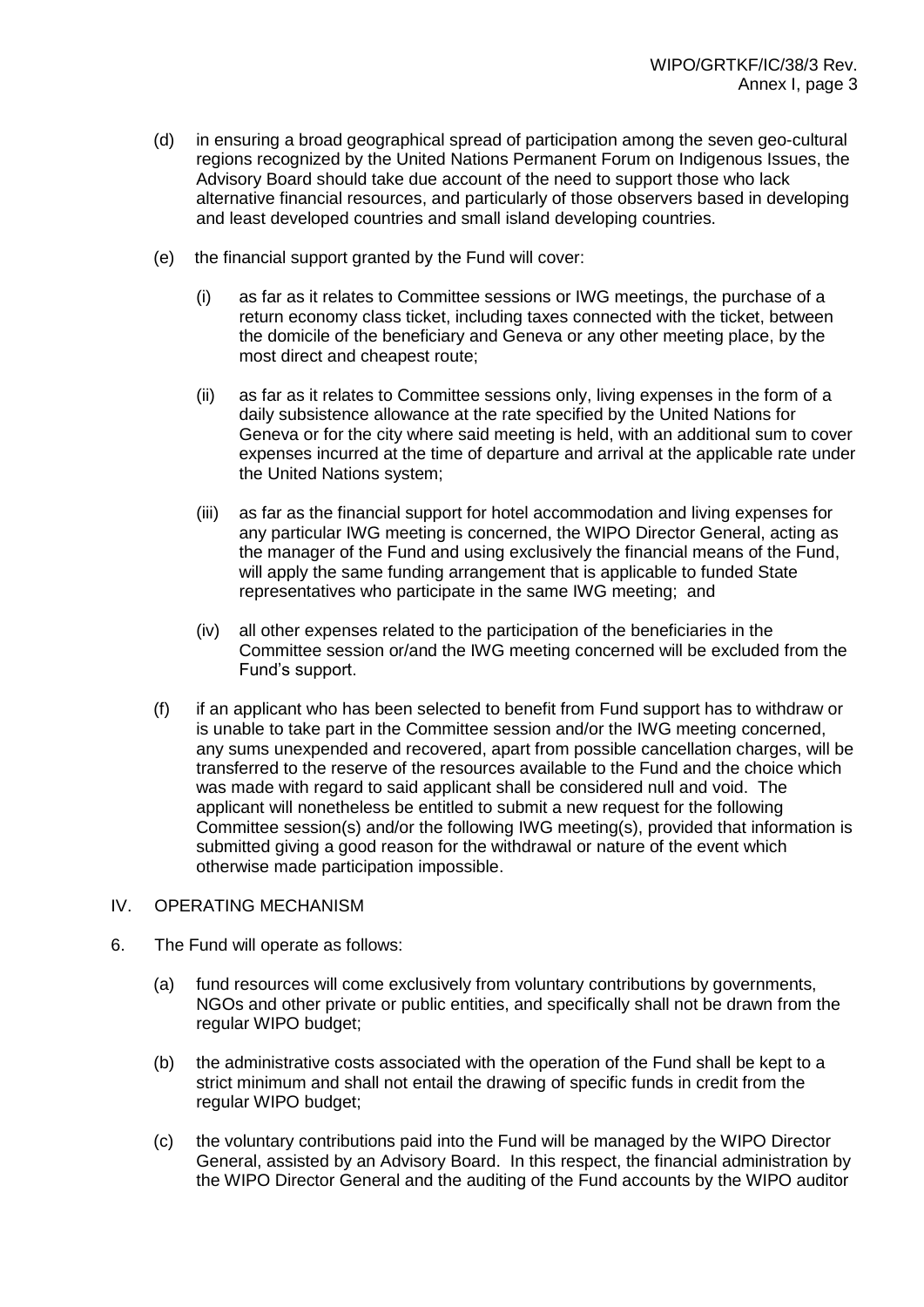(d) in ensuring a broad geographical spread of participation among the seven geo-cultural regions recognized by the United Nations Permanent Forum on Indigenous Issues, the Advisory Board should take due account of the need to support those who lack alternative financial resources, and particularly of those observers based in developing and least developed countries and small island developing countries.

(e) the financial support granted by the Fund will cover:

(i) as far as it relates to Committee sessions or IWG meetings, the purchase of a return economy class ticket, including taxes connected with the ticket, between the domicile of the beneficiary and Geneva or any other meeting place, by the most direct and cheapest route;

(ii) as far as it relates to Committee sessions only, living expenses in the form of a daily subsistence allowance at the rate specified by the United Nations for Geneva or for the city where said meeting is held, with an additional sum to cover expenses incurred at the time of departure and arrival at the applicable rate under the United Nations system;

(iii) as far as the financial support for hotel accommodation and living expenses for any particular IWG meeting is concerned, the WIPO Director General, acting as the manager of the Fund and using exclusively the financial means of the Fund, will apply the same funding arrangement that is applicable to funded State representatives who participate in the same IWG meeting; and

(iv) all other expenses related to the participation of the beneficiaries in the Committee session or/and the IWG meeting concerned will be excluded from the Fund's support.

(f) if an applicant who has been selected to benefit from Fund support has to withdraw or is unable to take part in the Committee session and/or the IWG meeting concerned, any sums unexpended and recovered, apart from possible cancellation charges, will be transferred to the reserve of the resources available to the Fund and the choice which was made with regard to said applicant shall be considered null and void. The applicant will nonetheless be entitled to submit a new request for the following Committee session(s) and/or the following IWG meeting(s), provided that information is submitted giving a good reason for the withdrawal or nature of the event which otherwise made participation impossible.

## IV. OPERATING MECHANISM

6. The Fund will operate as follows:

(a) fund resources will come exclusively from voluntary contributions by governments, NGOs and other private or public entities, and specifically shall not be drawn from the regular WIPO budget;

(b) the administrative costs associated with the operation of the Fund shall be kept to a strict minimum and shall not entail the drawing of specific funds in credit from the regular WIPO budget;

(c) the voluntary contributions paid into the Fund will be managed by the WIPO Director General, assisted by an Advisory Board. In this respect, the financial administration by the WIPO Director General and the auditing of the Fund accounts by the WIPO auditor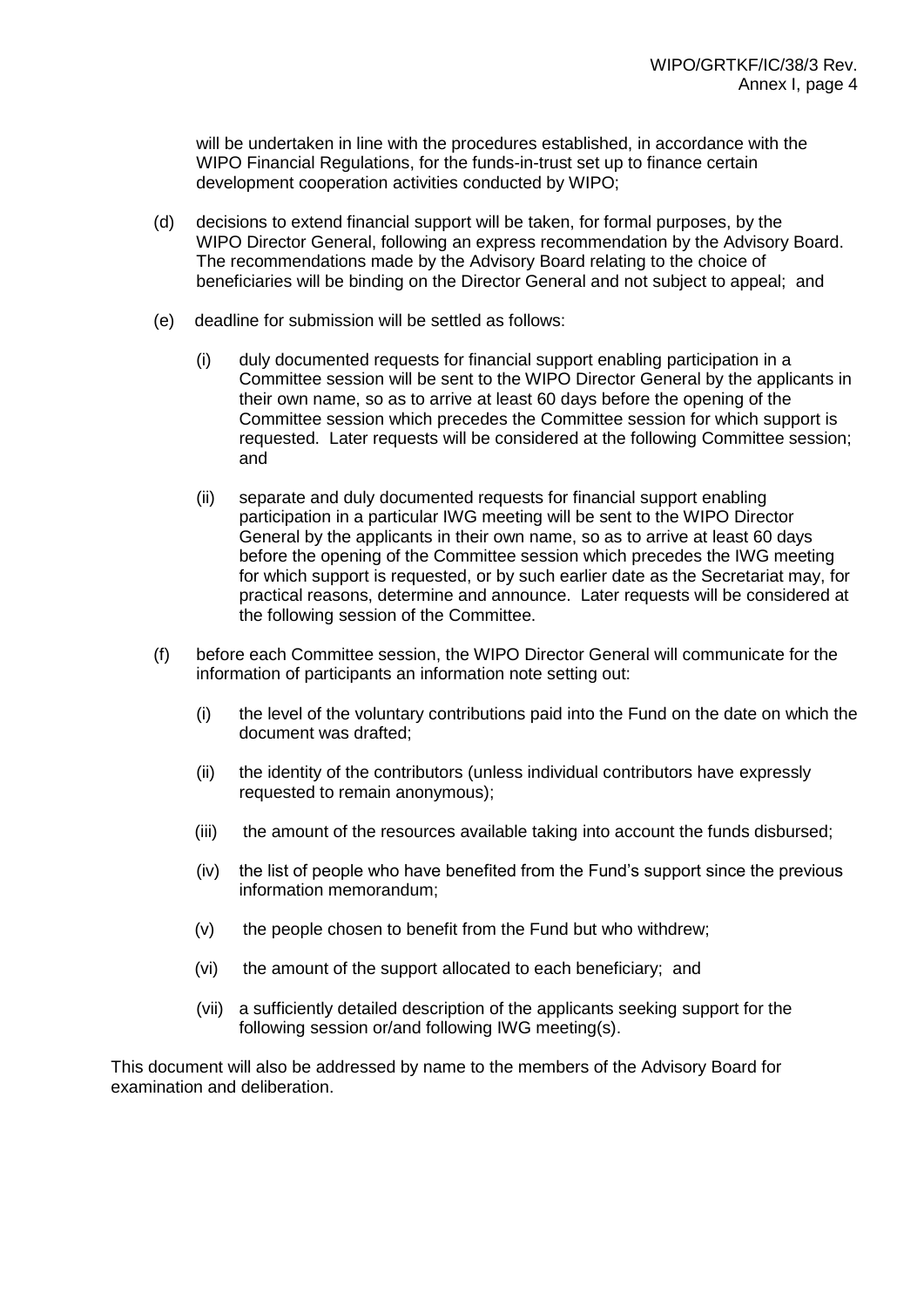will be undertaken in line with the procedures established, in accordance with the WIPO Financial Regulations, for the funds-in-trust set up to finance certain development cooperation activities conducted by WIPO;

(d) decisions to extend financial support will be taken, for formal purposes, by the WIPO Director General, following an express recommendation by the Advisory Board. The recommendations made by the Advisory Board relating to the choice of beneficiaries will be binding on the Director General and not subject to appeal; and

(e) deadline for submission will be settled as follows:

  (i) duly documented requests for financial support enabling participation in a Committee session will be sent to the WIPO Director General by the applicants in their own name, so as to arrive at least 60 days before the opening of the Committee session which precedes the Committee session for which support is requested. Later requests will be considered at the following Committee session; and

  (ii) separate and duly documented requests for financial support enabling participation in a particular IWG meeting will be sent to the WIPO Director General by the applicants in their own name, so as to arrive at least 60 days before the opening of the Committee session which precedes the IWG meeting for which support is requested, or by such earlier date as the Secretariat may, for practical reasons, determine and announce. Later requests will be considered at the following session of the Committee.

(f) before each Committee session, the WIPO Director General will communicate for the information of participants an information note setting out:

  (i) the level of the voluntary contributions paid into the Fund on the date on which the document was drafted;

  (ii) the identity of the contributors (unless individual contributors have expressly requested to remain anonymous);

  (iii) the amount of the resources available taking into account the funds disbursed;

  (iv) the list of people who have benefited from the Fund's support since the previous information memorandum;

  (v) the people chosen to benefit from the Fund but who withdrew;

  (vi) the amount of the support allocated to each beneficiary; and

  (vii) a sufficiently detailed description of the applicants seeking support for the following session or/and following IWG meeting(s).

This document will also be addressed by name to the members of the Advisory Board for examination and deliberation.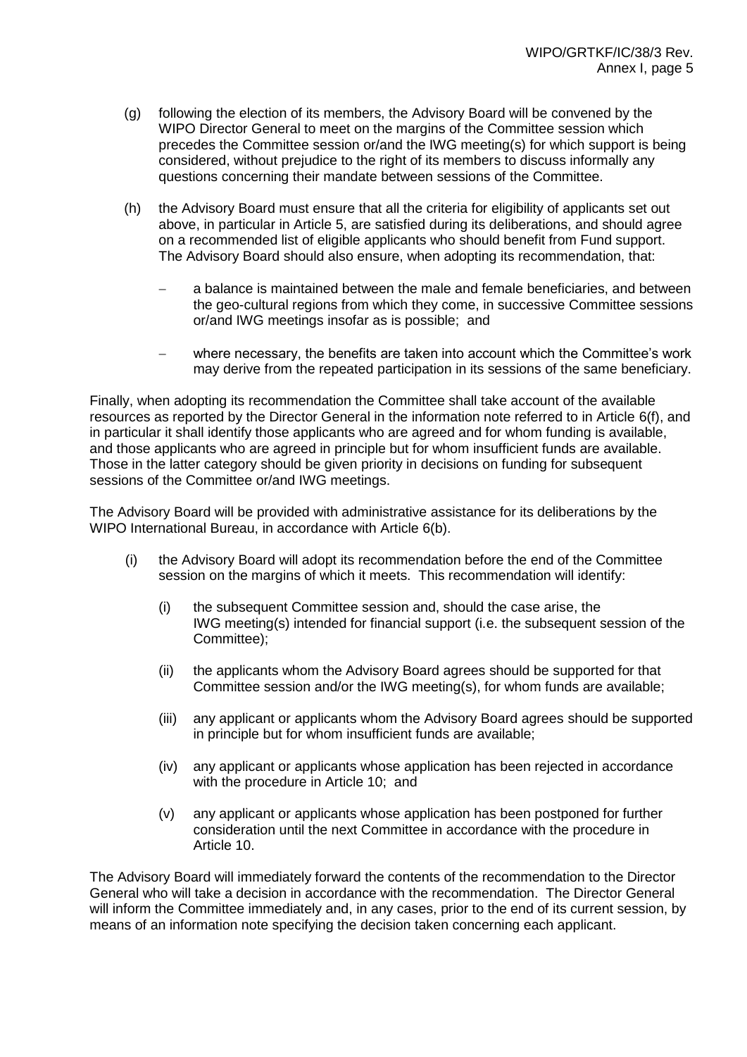(g) following the election of its members, the Advisory Board will be convened by the WIPO Director General to meet on the margins of the Committee session which precedes the Committee session or/and the IWG meeting(s) for which support is being considered, without prejudice to the right of its members to discuss informally any questions concerning their mandate between sessions of the Committee.

(h) the Advisory Board must ensure that all the criteria for eligibility of applicants set out above, in particular in Article 5, are satisfied during its deliberations, and should agree on a recommended list of eligible applicants who should benefit from Fund support. The Advisory Board should also ensure, when adopting its recommendation, that:

- a balance is maintained between the male and female beneficiaries, and between the geo-cultural regions from which they come, in successive Committee sessions or/and IWG meetings insofar as is possible; and

- where necessary, the benefits are taken into account which the Committee's work may derive from the repeated participation in its sessions of the same beneficiary.

Finally, when adopting its recommendation the Committee shall take account of the available resources as reported by the Director General in the information note referred to in Article 6(f), and in particular it shall identify those applicants who are agreed and for whom funding is available, and those applicants who are agreed in principle but for whom insufficient funds are available. Those in the latter category should be given priority in decisions on funding for subsequent sessions of the Committee or/and IWG meetings.

The Advisory Board will be provided with administrative assistance for its deliberations by the WIPO International Bureau, in accordance with Article 6(b).

(i) the Advisory Board will adopt its recommendation before the end of the Committee session on the margins of which it meets. This recommendation will identify:

   (i) the subsequent Committee session and, should the case arise, the IWG meeting(s) intended for financial support (i.e. the subsequent session of the Committee);

   (ii) the applicants whom the Advisory Board agrees should be supported for that Committee session and/or the IWG meeting(s), for whom funds are available;

   (iii) any applicant or applicants whom the Advisory Board agrees should be supported in principle but for whom insufficient funds are available;

   (iv) any applicant or applicants whose application has been rejected in accordance with the procedure in Article 10; and

   (v) any applicant or applicants whose application has been postponed for further consideration until the next Committee in accordance with the procedure in Article 10.

The Advisory Board will immediately forward the contents of the recommendation to the Director General who will take a decision in accordance with the recommendation. The Director General will inform the Committee immediately and, in any cases, prior to the end of its current session, by means of an information note specifying the decision taken concerning each applicant.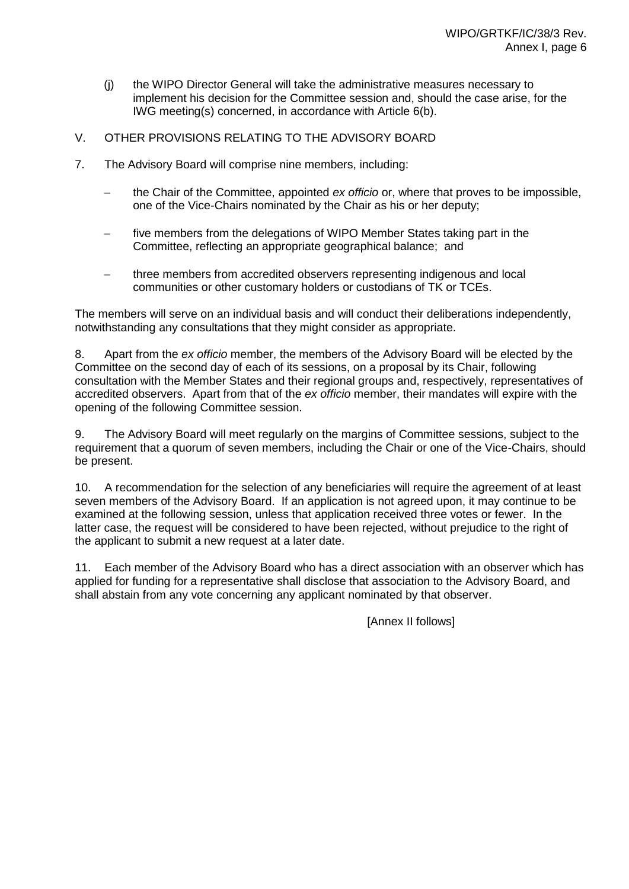(j) the WIPO Director General will take the administrative measures necessary to implement his decision for the Committee session and, should the case arise, for the IWG meeting(s) concerned, in accordance with Article 6(b).

## V. OTHER PROVISIONS RELATING TO THE ADVISORY BOARD

7. The Advisory Board will comprise nine members, including:

- the Chair of the Committee, appointed *ex officio* or, where that proves to be impossible, one of the Vice-Chairs nominated by the Chair as his or her deputy;
- five members from the delegations of WIPO Member States taking part in the Committee, reflecting an appropriate geographical balance; and
- three members from accredited observers representing indigenous and local communities or other customary holders or custodians of TK or TCEs.

The members will serve on an individual basis and will conduct their deliberations independently, notwithstanding any consultations that they might consider as appropriate.

8. Apart from the *ex officio* member, the members of the Advisory Board will be elected by the Committee on the second day of each of its sessions, on a proposal by its Chair, following consultation with the Member States and their regional groups and, respectively, representatives of accredited observers. Apart from that of the *ex officio* member, their mandates will expire with the opening of the following Committee session.

9. The Advisory Board will meet regularly on the margins of Committee sessions, subject to the requirement that a quorum of seven members, including the Chair or one of the Vice-Chairs, should be present.

10. A recommendation for the selection of any beneficiaries will require the agreement of at least seven members of the Advisory Board. If an application is not agreed upon, it may continue to be examined at the following session, unless that application received three votes or fewer. In the latter case, the request will be considered to have been rejected, without prejudice to the right of the applicant to submit a new request at a later date.

11. Each member of the Advisory Board who has a direct association with an observer which has applied for funding for a representative shall disclose that association to the Advisory Board, and shall abstain from any vote concerning any applicant nominated by that observer.

[Annex II follows]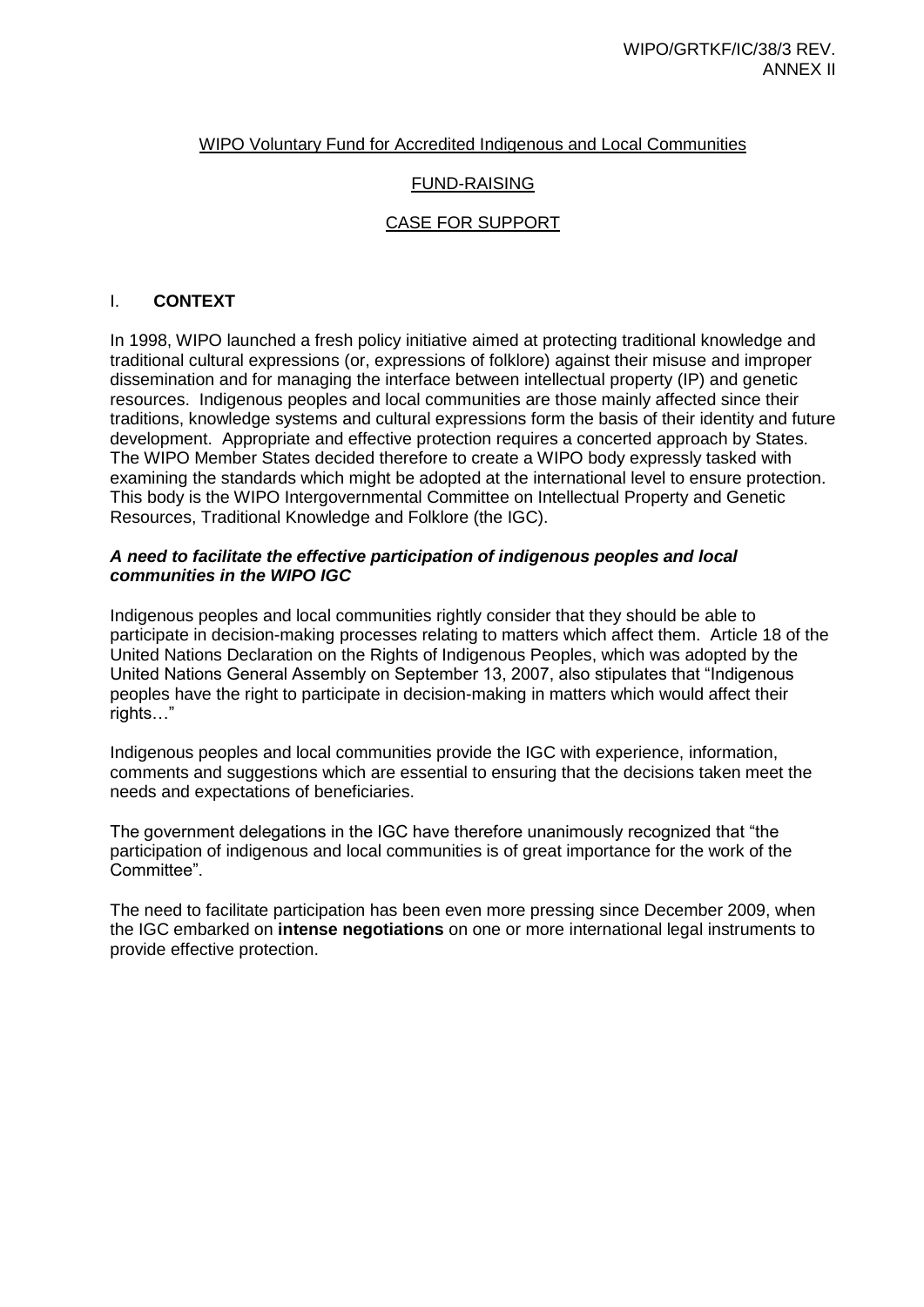WIPO Voluntary Fund for Accredited Indigenous and Local Communities

FUND-RAISING

CASE FOR SUPPORT

## I. **CONTEXT**

In 1998, WIPO launched a fresh policy initiative aimed at protecting traditional knowledge and traditional cultural expressions (or, expressions of folklore) against their misuse and improper dissemination and for managing the interface between intellectual property (IP) and genetic resources. Indigenous peoples and local communities are those mainly affected since their traditions, knowledge systems and cultural expressions form the basis of their identity and future development. Appropriate and effective protection requires a concerted approach by States. The WIPO Member States decided therefore to create a WIPO body expressly tasked with examining the standards which might be adopted at the international level to ensure protection. This body is the WIPO Intergovernmental Committee on Intellectual Property and Genetic Resources, Traditional Knowledge and Folklore (the IGC).

### ***A need to facilitate the effective participation of indigenous peoples and local communities in the WIPO IGC***

Indigenous peoples and local communities rightly consider that they should be able to participate in decision-making processes relating to matters which affect them. Article 18 of the United Nations Declaration on the Rights of Indigenous Peoples, which was adopted by the United Nations General Assembly on September 13, 2007, also stipulates that "Indigenous peoples have the right to participate in decision-making in matters which would affect their rights…"

Indigenous peoples and local communities provide the IGC with experience, information, comments and suggestions which are essential to ensuring that the decisions taken meet the needs and expectations of beneficiaries.

The government delegations in the IGC have therefore unanimously recognized that "the participation of indigenous and local communities is of great importance for the work of the Committee".

The need to facilitate participation has been even more pressing since December 2009, when the IGC embarked on **intense negotiations** on one or more international legal instruments to provide effective protection.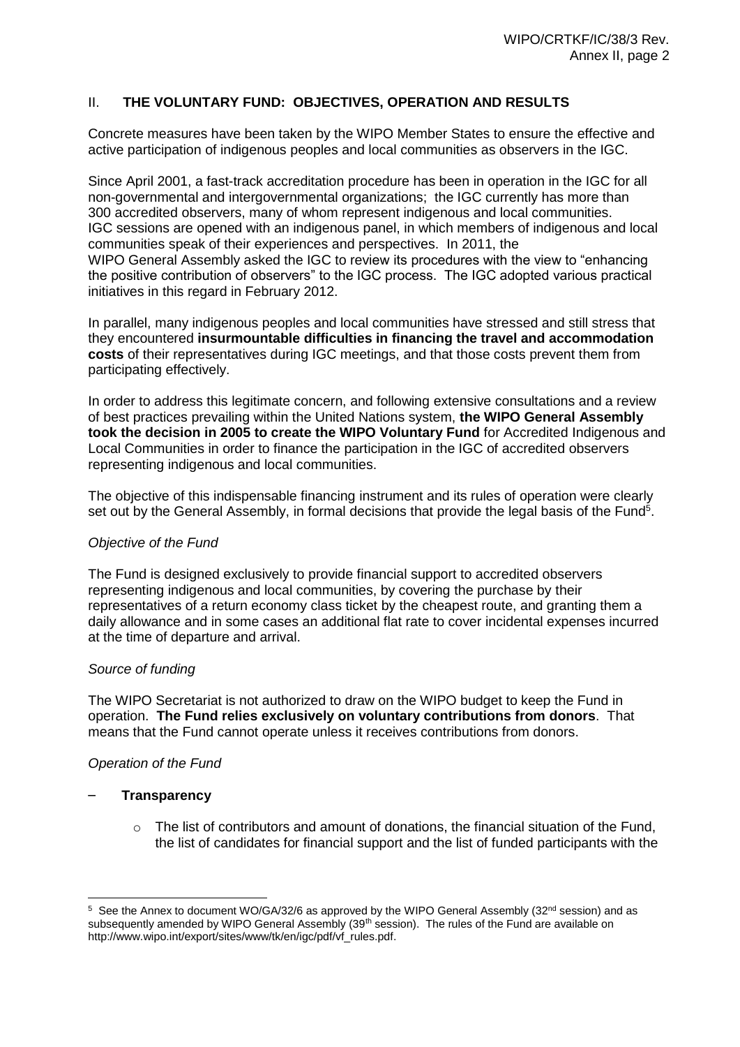## II. THE VOLUNTARY FUND: OBJECTIVES, OPERATION AND RESULTS

Concrete measures have been taken by the WIPO Member States to ensure the effective and active participation of indigenous peoples and local communities as observers in the IGC.

Since April 2001, a fast-track accreditation procedure has been in operation in the IGC for all non-governmental and intergovernmental organizations; the IGC currently has more than 300 accredited observers, many of whom represent indigenous and local communities. IGC sessions are opened with an indigenous panel, in which members of indigenous and local communities speak of their experiences and perspectives. In 2011, the WIPO General Assembly asked the IGC to review its procedures with the view to "enhancing the positive contribution of observers" to the IGC process. The IGC adopted various practical initiatives in this regard in February 2012.

In parallel, many indigenous peoples and local communities have stressed and still stress that they encountered **insurmountable difficulties in financing the travel and accommodation costs** of their representatives during IGC meetings, and that those costs prevent them from participating effectively.

In order to address this legitimate concern, and following extensive consultations and a review of best practices prevailing within the United Nations system, **the WIPO General Assembly took the decision in 2005 to create the WIPO Voluntary Fund** for Accredited Indigenous and Local Communities in order to finance the participation in the IGC of accredited observers representing indigenous and local communities.

The objective of this indispensable financing instrument and its rules of operation were clearly set out by the General Assembly, in formal decisions that provide the legal basis of the Fund[5].

*Objective of the Fund*

The Fund is designed exclusively to provide financial support to accredited observers representing indigenous and local communities, by covering the purchase by their representatives of a return economy class ticket by the cheapest route, and granting them a daily allowance and in some cases an additional flat rate to cover incidental expenses incurred at the time of departure and arrival.

*Source of funding*

The WIPO Secretariat is not authorized to draw on the WIPO budget to keep the Fund in operation. **The Fund relies exclusively on voluntary contributions from donors**. That means that the Fund cannot operate unless it receives contributions from donors.

*Operation of the Fund*

- **Transparency**
  - The list of contributors and amount of donations, the financial situation of the Fund, the list of candidates for financial support and the list of funded participants with the

---

[5] See the Annex to document WO/GA/32/6 as approved by the WIPO General Assembly (32nd session) and as subsequently amended by WIPO General Assembly (39th session). The rules of the Fund are available on http://www.wipo.int/export/sites/www/tk/en/igc/pdf/vf_rules.pdf.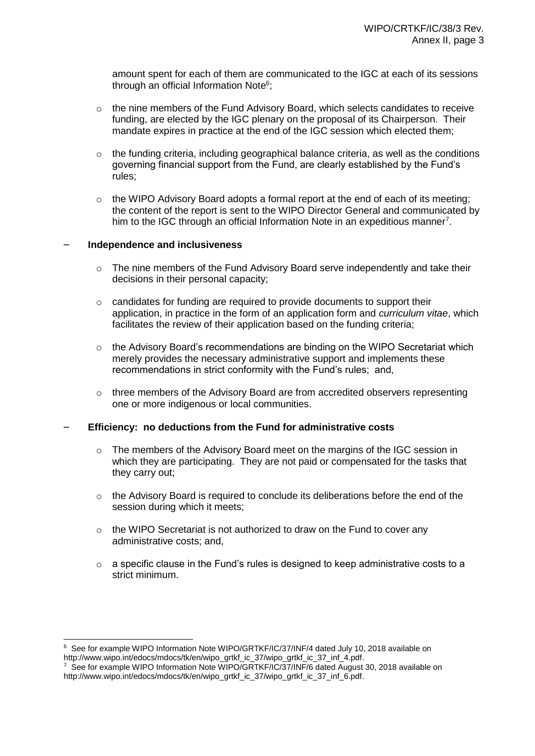amount spent for each of them are communicated to the IGC at each of its sessions through an official Information Note[6];

- the nine members of the Fund Advisory Board, which selects candidates to receive funding, are elected by the IGC plenary on the proposal of its Chairperson. Their mandate expires in practice at the end of the IGC session which elected them;
- the funding criteria, including geographical balance criteria, as well as the conditions governing financial support from the Fund, are clearly established by the Fund's rules;
- the WIPO Advisory Board adopts a formal report at the end of each of its meeting; the content of the report is sent to the WIPO Director General and communicated by him to the IGC through an official Information Note in an expeditious manner[7].

– **Independence and inclusiveness**

- The nine members of the Fund Advisory Board serve independently and take their decisions in their personal capacity;
- candidates for funding are required to provide documents to support their application, in practice in the form of an application form and *curriculum vitae*, which facilitates the review of their application based on the funding criteria;
- the Advisory Board's recommendations are binding on the WIPO Secretariat which merely provides the necessary administrative support and implements these recommendations in strict conformity with the Fund's rules; and,
- three members of the Advisory Board are from accredited observers representing one or more indigenous or local communities.

– **Efficiency: no deductions from the Fund for administrative costs**

- The members of the Advisory Board meet on the margins of the IGC session in which they are participating. They are not paid or compensated for the tasks that they carry out;
- the Advisory Board is required to conclude its deliberations before the end of the session during which it meets;
- the WIPO Secretariat is not authorized to draw on the Fund to cover any administrative costs; and,
- a specific clause in the Fund's rules is designed to keep administrative costs to a strict minimum.

---

[6] See for example WIPO Information Note WIPO/GRTKF/IC/37/INF/4 dated July 10, 2018 available on http://www.wipo.int/edocs/mdocs/tk/en/wipo_grtkf_ic_37/wipo_grtkf_ic_37_inf_4.pdf.

[7] See for example WIPO Information Note WIPO/GRTKF/IC/37/INF/6 dated August 30, 2018 available on http://www.wipo.int/edocs/mdocs/tk/en/wipo_grtkf_ic_37/wipo_grtkf_ic_37_inf_6.pdf.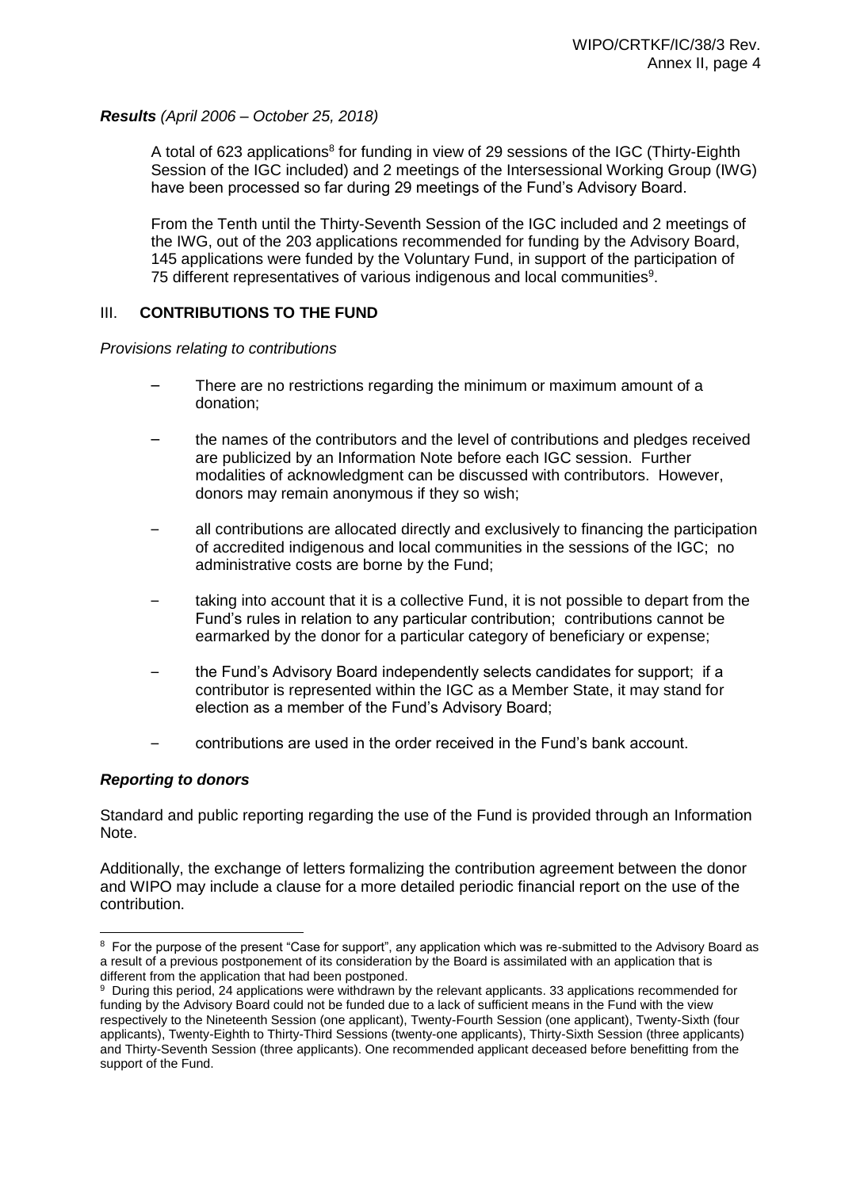***Results** (April 2006 – October 25, 2018)*

A total of 623 applications[8] for funding in view of 29 sessions of the IGC (Thirty-Eighth Session of the IGC included) and 2 meetings of the Intersessional Working Group (IWG) have been processed so far during 29 meetings of the Fund's Advisory Board.

From the Tenth until the Thirty-Seventh Session of the IGC included and 2 meetings of the IWG, out of the 203 applications recommended for funding by the Advisory Board, 145 applications were funded by the Voluntary Fund, in support of the participation of 75 different representatives of various indigenous and local communities[9].

## III. CONTRIBUTIONS TO THE FUND

*Provisions relating to contributions*

- There are no restrictions regarding the minimum or maximum amount of a donation;
- the names of the contributors and the level of contributions and pledges received are publicized by an Information Note before each IGC session. Further modalities of acknowledgment can be discussed with contributors. However, donors may remain anonymous if they so wish;
- all contributions are allocated directly and exclusively to financing the participation of accredited indigenous and local communities in the sessions of the IGC; no administrative costs are borne by the Fund;
- taking into account that it is a collective Fund, it is not possible to depart from the Fund's rules in relation to any particular contribution; contributions cannot be earmarked by the donor for a particular category of beneficiary or expense;
- the Fund's Advisory Board independently selects candidates for support; if a contributor is represented within the IGC as a Member State, it may stand for election as a member of the Fund's Advisory Board;
- contributions are used in the order received in the Fund's bank account.

***Reporting to donors***

Standard and public reporting regarding the use of the Fund is provided through an Information Note.

Additionally, the exchange of letters formalizing the contribution agreement between the donor and WIPO may include a clause for a more detailed periodic financial report on the use of the contribution.

---

[8] For the purpose of the present "Case for support", any application which was re-submitted to the Advisory Board as a result of a previous postponement of its consideration by the Board is assimilated with an application that is different from the application that had been postponed.

[9] During this period, 24 applications were withdrawn by the relevant applicants. 33 applications recommended for funding by the Advisory Board could not be funded due to a lack of sufficient means in the Fund with the view respectively to the Nineteenth Session (one applicant), Twenty-Fourth Session (one applicant), Twenty-Sixth (four applicants), Twenty-Eighth to Thirty-Third Sessions (twenty-one applicants), Thirty-Sixth Session (three applicants) and Thirty-Seventh Session (three applicants). One recommended applicant deceased before benefitting from the support of the Fund.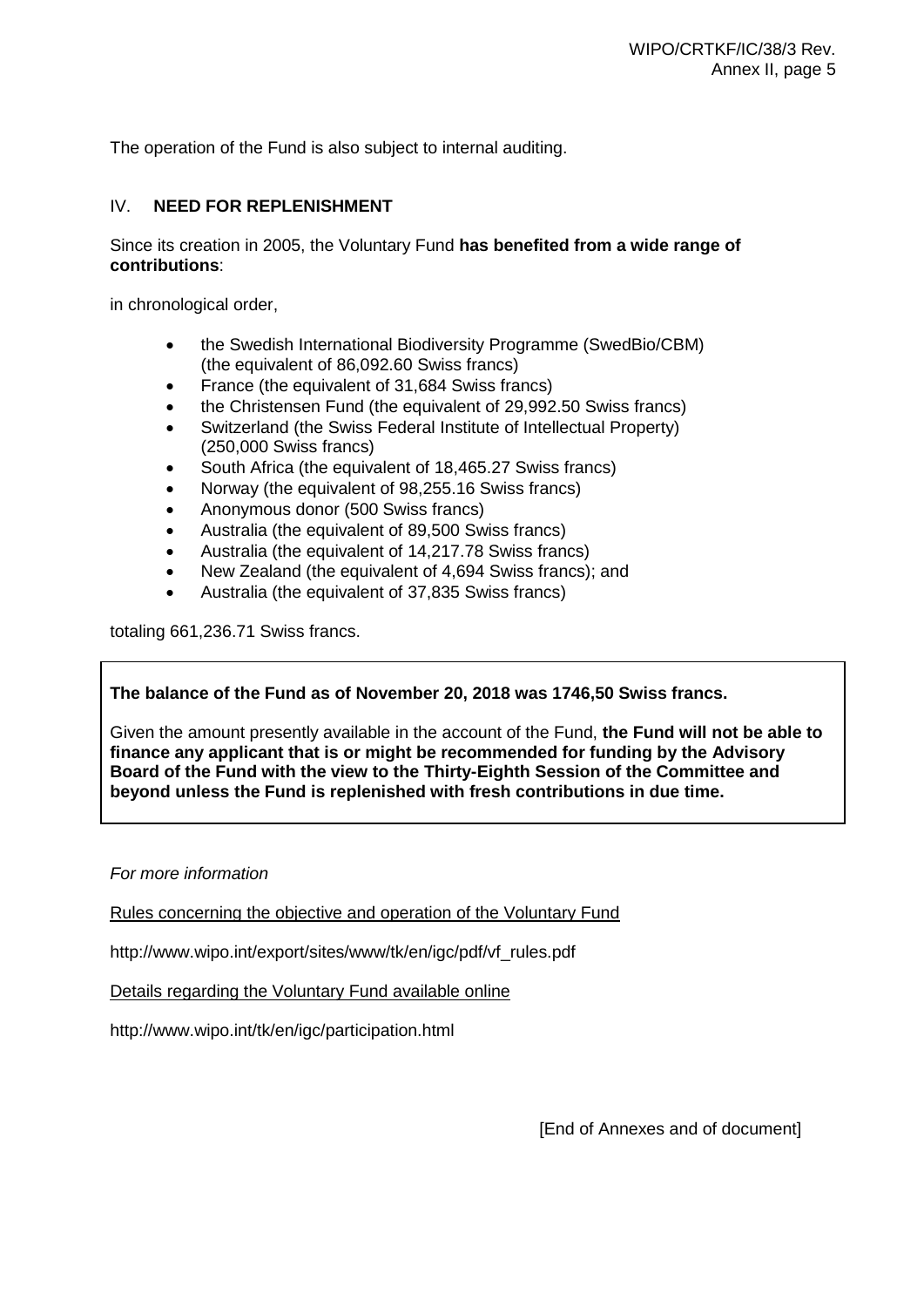The operation of the Fund is also subject to internal auditing.

## IV. **NEED FOR REPLENISHMENT**

Since its creation in 2005, the Voluntary Fund **has benefited from a wide range of contributions**:

in chronological order,

- the Swedish International Biodiversity Programme (SwedBio/CBM) (the equivalent of 86,092.60 Swiss francs)
- France (the equivalent of 31,684 Swiss francs)
- the Christensen Fund (the equivalent of 29,992.50 Swiss francs)
- Switzerland (the Swiss Federal Institute of Intellectual Property) (250,000 Swiss francs)
- South Africa (the equivalent of 18,465.27 Swiss francs)
- Norway (the equivalent of 98,255.16 Swiss francs)
- Anonymous donor (500 Swiss francs)
- Australia (the equivalent of 89,500 Swiss francs)
- Australia (the equivalent of 14,217.78 Swiss francs)
- New Zealand (the equivalent of 4,694 Swiss francs); and
- Australia (the equivalent of 37,835 Swiss francs)

totaling 661,236.71 Swiss francs.

**The balance of the Fund as of November 20, 2018 was 1746,50 Swiss francs.**

Given the amount presently available in the account of the Fund, **the Fund will not be able to finance any applicant that is or might be recommended for funding by the Advisory Board of the Fund with the view to the Thirty-Eighth Session of the Committee and beyond unless the Fund is replenished with fresh contributions in due time.**

*For more information*

Rules concerning the objective and operation of the Voluntary Fund

http://www.wipo.int/export/sites/www/tk/en/igc/pdf/vf_rules.pdf

Details regarding the Voluntary Fund available online

http://www.wipo.int/tk/en/igc/participation.html

[End of Annexes and of document]